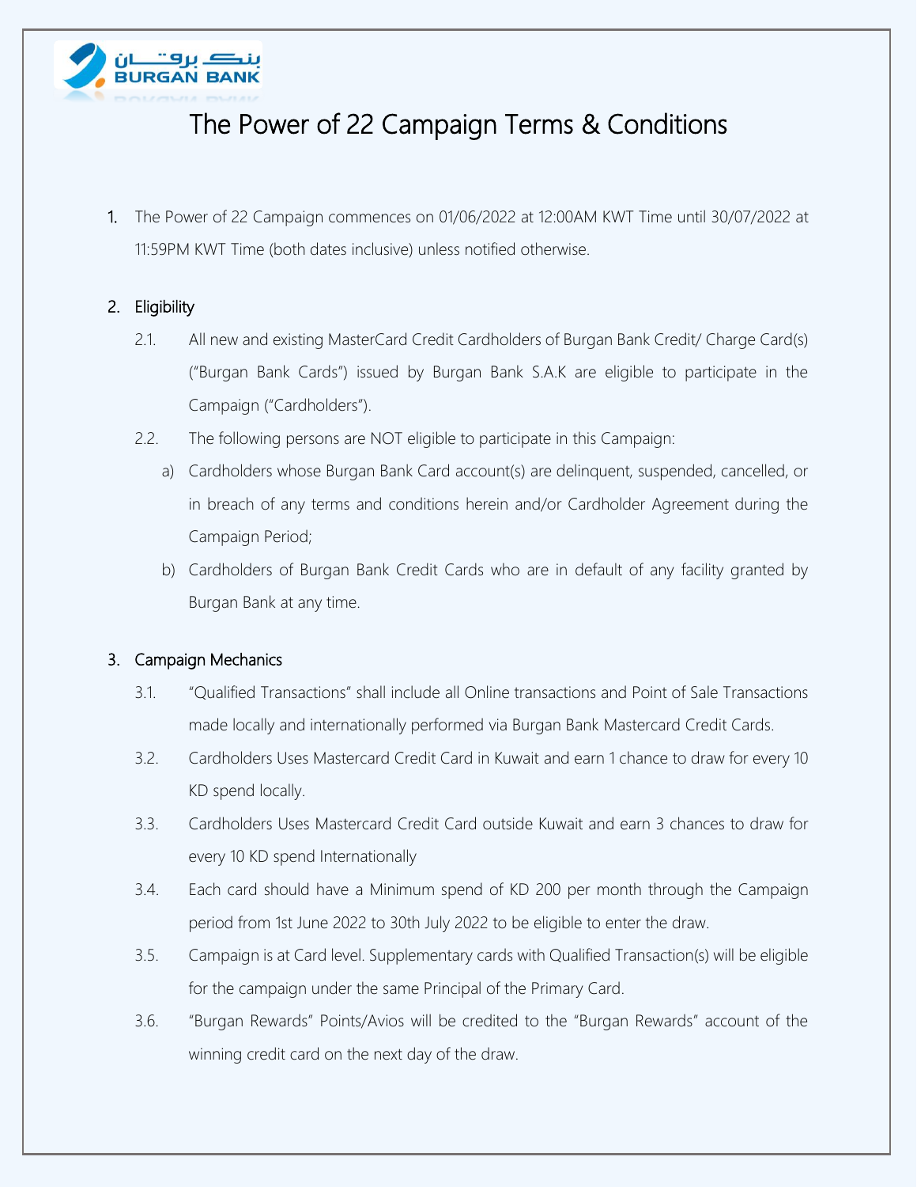# The Power of 22 Campaign Terms & Conditions

1. The Power of 22 Campaign commences on 01/06/2022 at 12:00AM KWT Time until 30/07/2022 at 11:59PM KWT Time (both dates inclusive) unless notified otherwise.

2. Eligibility
   - 2.1. All new and existing MasterCard Credit Cardholders of Burgan Bank Credit/ Charge Card(s) ("Burgan Bank Cards") issued by Burgan Bank S.A.K are eligible to participate in the Campaign ("Cardholders").
   - 2.2. The following persons are NOT eligible to participate in this Campaign:
     - a) Cardholders whose Burgan Bank Card account(s) are delinquent, suspended, cancelled, or in breach of any terms and conditions herein and/or Cardholder Agreement during the Campaign Period;
     - b) Cardholders of Burgan Bank Credit Cards who are in default of any facility granted by Burgan Bank at any time.

3. Campaign Mechanics
   - 3.1. "Qualified Transactions" shall include all Online transactions and Point of Sale Transactions made locally and internationally performed via Burgan Bank Mastercard Credit Cards.
   - 3.2. Cardholders Uses Mastercard Credit Card in Kuwait and earn 1 chance to draw for every 10 KD spend locally.
   - 3.3. Cardholders Uses Mastercard Credit Card outside Kuwait and earn 3 chances to draw for every 10 KD spend Internationally
   - 3.4. Each card should have a Minimum spend of KD 200 per month through the Campaign period from 1st June 2022 to 30th July 2022 to be eligible to enter the draw.
   - 3.5. Campaign is at Card level. Supplementary cards with Qualified Transaction(s) will be eligible for the campaign under the same Principal of the Primary Card.
   - 3.6. "Burgan Rewards" Points/Avios will be credited to the "Burgan Rewards" account of the winning credit card on the next day of the draw.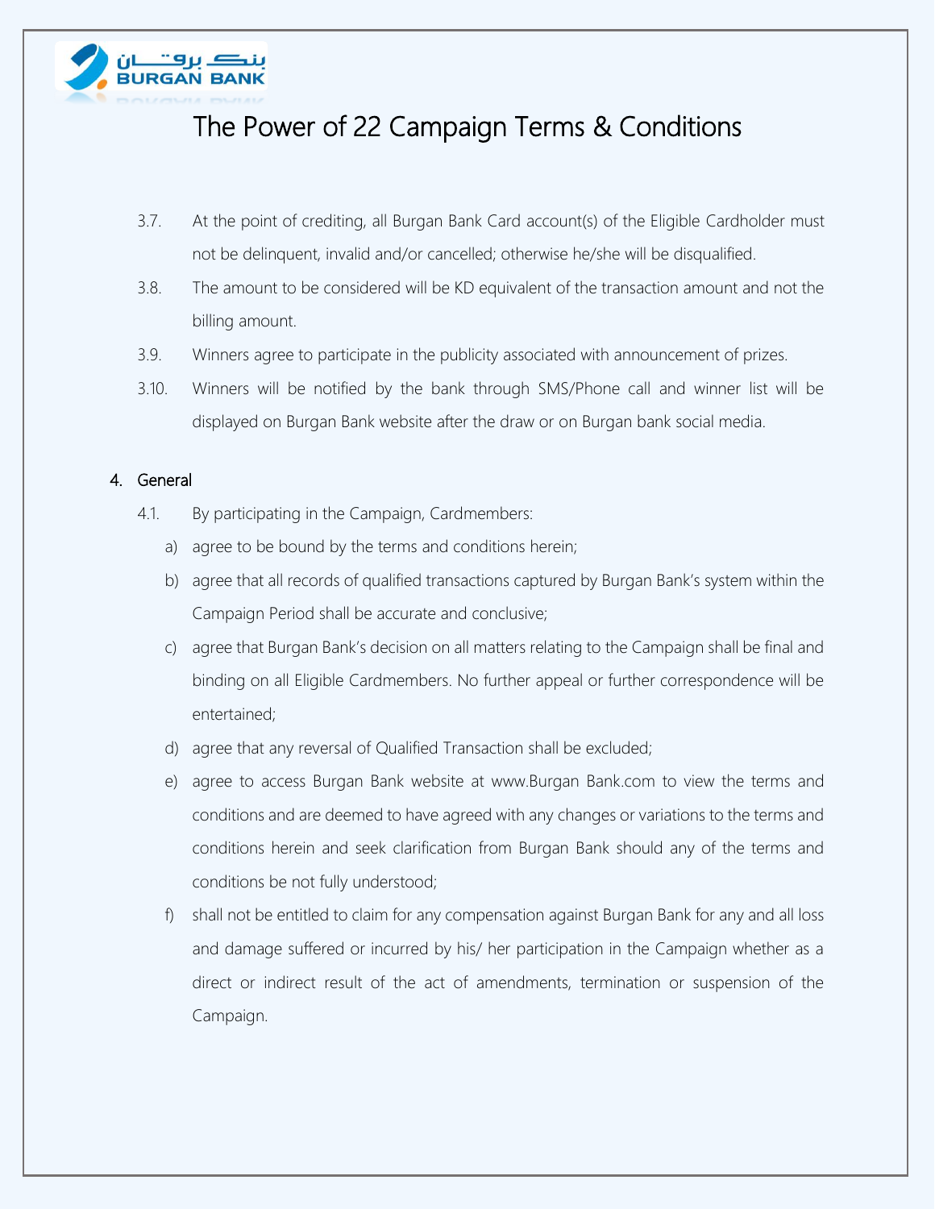# The Power of 22 Campaign Terms & Conditions

3.7. At the point of crediting, all Burgan Bank Card account(s) of the Eligible Cardholder must not be delinquent, invalid and/or cancelled; otherwise he/she will be disqualified.

3.8. The amount to be considered will be KD equivalent of the transaction amount and not the billing amount.

3.9. Winners agree to participate in the publicity associated with announcement of prizes.

3.10. Winners will be notified by the bank through SMS/Phone call and winner list will be displayed on Burgan Bank website after the draw or on Burgan bank social media.

4. General

4.1. By participating in the Campaign, Cardmembers:

a) agree to be bound by the terms and conditions herein;

b) agree that all records of qualified transactions captured by Burgan Bank's system within the Campaign Period shall be accurate and conclusive;

c) agree that Burgan Bank's decision on all matters relating to the Campaign shall be final and binding on all Eligible Cardmembers. No further appeal or further correspondence will be entertained;

d) agree that any reversal of Qualified Transaction shall be excluded;

e) agree to access Burgan Bank website at www.Burgan Bank.com to view the terms and conditions and are deemed to have agreed with any changes or variations to the terms and conditions herein and seek clarification from Burgan Bank should any of the terms and conditions be not fully understood;

f) shall not be entitled to claim for any compensation against Burgan Bank for any and all loss and damage suffered or incurred by his/ her participation in the Campaign whether as a direct or indirect result of the act of amendments, termination or suspension of the Campaign.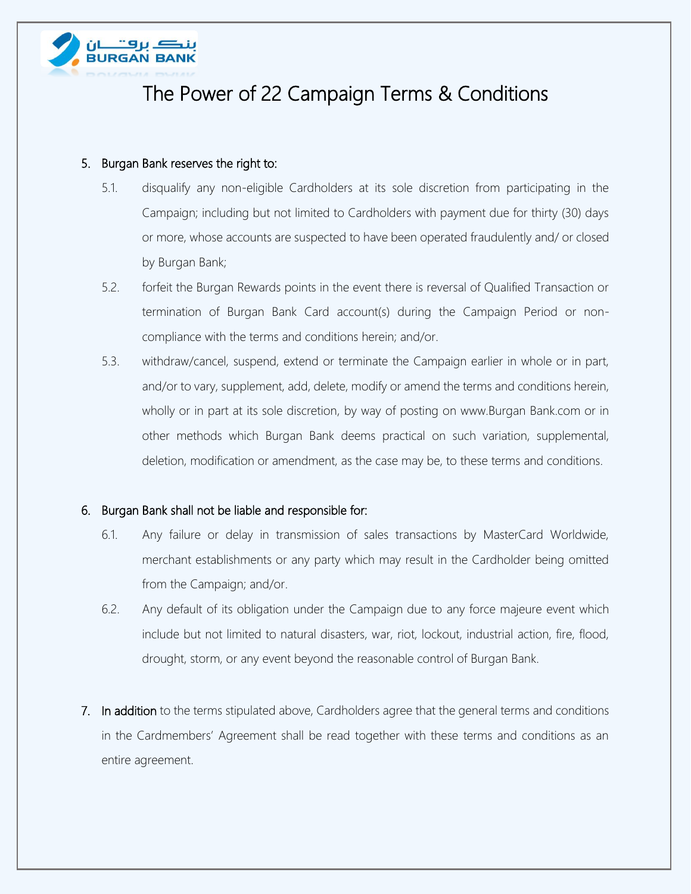# The Power of 22 Campaign Terms & Conditions

5. Burgan Bank reserves the right to:
    5.1. disqualify any non-eligible Cardholders at its sole discretion from participating in the Campaign; including but not limited to Cardholders with payment due for thirty (30) days or more, whose accounts are suspected to have been operated fraudulently and/ or closed by Burgan Bank;
    5.2. forfeit the Burgan Rewards points in the event there is reversal of Qualified Transaction or termination of Burgan Bank Card account(s) during the Campaign Period or non-compliance with the terms and conditions herein; and/or.
    5.3. withdraw/cancel, suspend, extend or terminate the Campaign earlier in whole or in part, and/or to vary, supplement, add, delete, modify or amend the terms and conditions herein, wholly or in part at its sole discretion, by way of posting on www.Burgan Bank.com or in other methods which Burgan Bank deems practical on such variation, supplemental, deletion, modification or amendment, as the case may be, to these terms and conditions.

6. Burgan Bank shall not be liable and responsible for:
    6.1. Any failure or delay in transmission of sales transactions by MasterCard Worldwide, merchant establishments or any party which may result in the Cardholder being omitted from the Campaign; and/or.
    6.2. Any default of its obligation under the Campaign due to any force majeure event which include but not limited to natural disasters, war, riot, lockout, industrial action, fire, flood, drought, storm, or any event beyond the reasonable control of Burgan Bank.

7. In addition to the terms stipulated above, Cardholders agree that the general terms and conditions in the Cardmembers' Agreement shall be read together with these terms and conditions as an entire agreement.